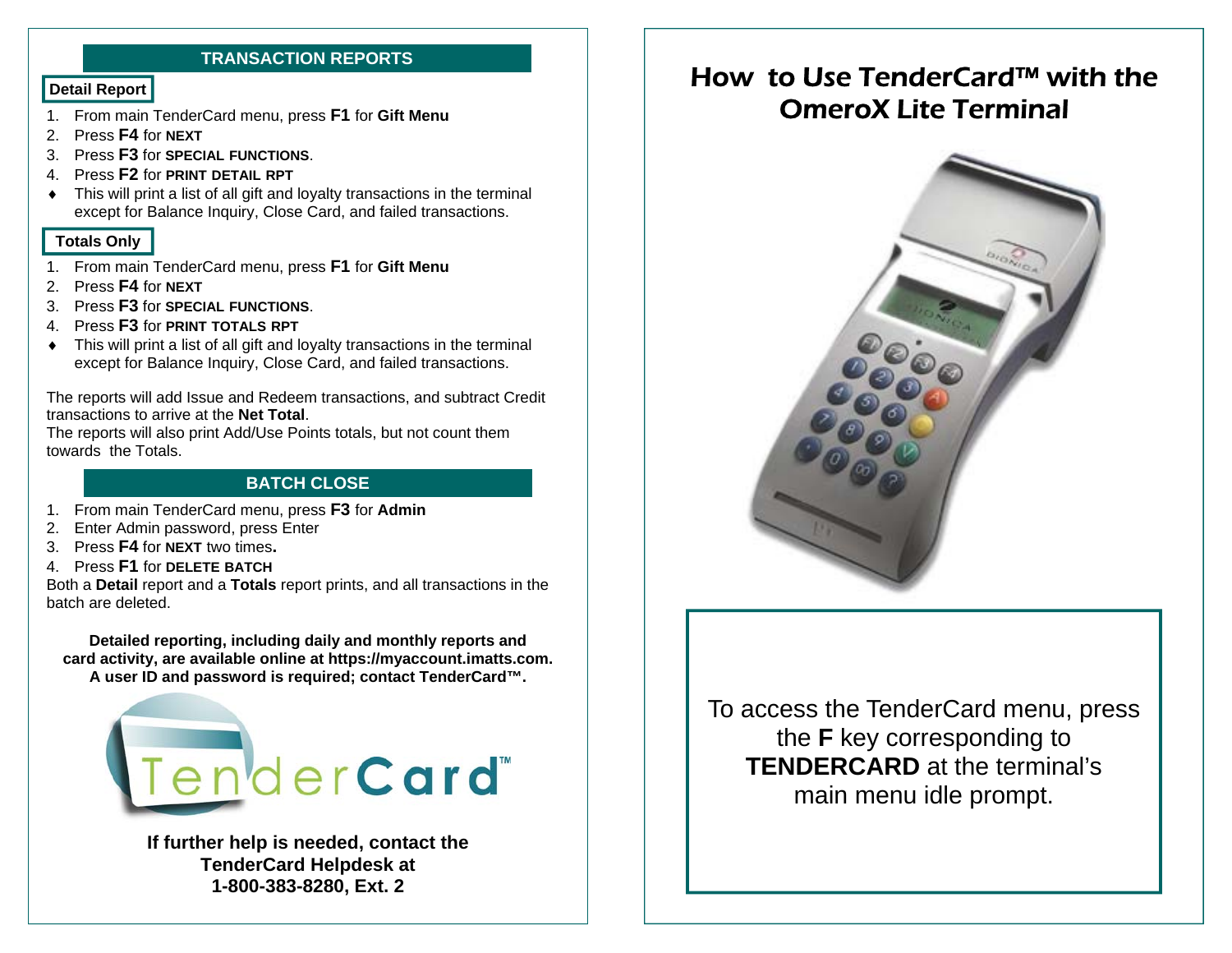## TRANSACTION REPORTS

### Detail Report

1. From main TenderCard menu, press **F1** for **Gift Menu**
2. Press **F4** for **NEXT**
3. Press **F3** for **SPECIAL FUNCTIONS**.
4. Press **F2** for **PRINT DETAIL RPT**

- This will print a list of all gift and loyalty transactions in the terminal except for Balance Inquiry, Close Card, and failed transactions.

### Totals Only

1. From main TenderCard menu, press **F1** for **Gift Menu**
2. Press **F4** for **NEXT**
3. Press **F3** for **SPECIAL FUNCTIONS**.
4. Press **F3** for **PRINT TOTALS RPT**

- This will print a list of all gift and loyalty transactions in the terminal except for Balance Inquiry, Close Card, and failed transactions.

The reports will add Issue and Redeem transactions, and subtract Credit transactions to arrive at the **Net Total**.
The reports will also print Add/Use Points totals, but not count them towards the Totals.

## BATCH CLOSE

1. From main TenderCard menu, press **F3** for **Admin**
2. Enter Admin password, press Enter
3. Press **F4** for **NEXT** two times**.**
4. Press **F1** for **DELETE BATCH**

Both a **Detail** report and a **Totals** report prints, and all transactions in the batch are deleted.

**Detailed reporting, including daily and monthly reports and card activity, are available online at https://myaccount.imatts.com. A user ID and password is required; contact TenderCard™.**

TenderCard™

**If further help is needed, contact the TenderCard Helpdesk at 1-800-383-8280, Ext. 2**

# How to Use TenderCard™ with the OmeroX Lite Terminal

To access the TenderCard menu, press the **F** key corresponding to **TENDERCARD** at the terminal's main menu idle prompt.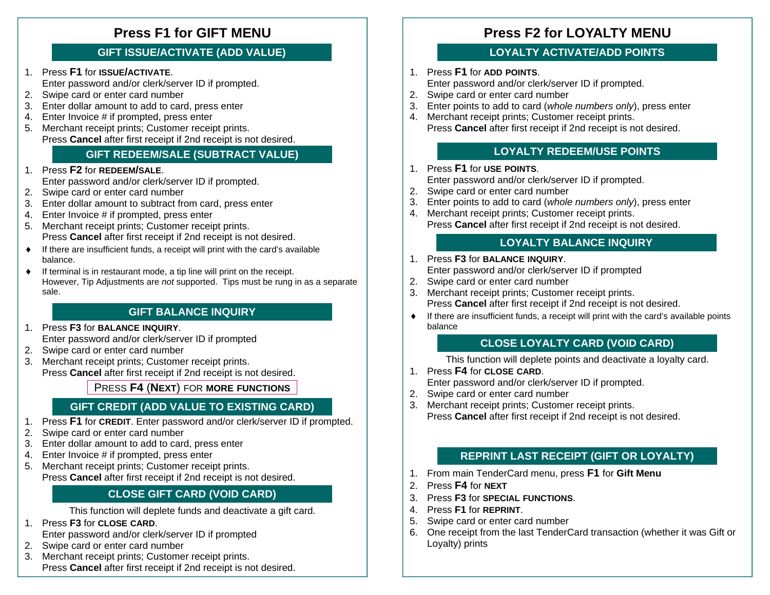## Press F1 for GIFT MENU

### GIFT ISSUE/ACTIVATE (ADD VALUE)

1. Press **F1** for **ISSUE/ACTIVATE**.
   Enter password and/or clerk/server ID if prompted.
2. Swipe card or enter card number
3. Enter dollar amount to add to card, press enter
4. Enter Invoice # if prompted, press enter
5. Merchant receipt prints; Customer receipt prints.
   Press **Cancel** after first receipt if 2nd receipt is not desired.

### GIFT REDEEM/SALE (SUBTRACT VALUE)

1. Press **F2** for **REDEEM/SALE**.
   Enter password and/or clerk/server ID if prompted.
2. Swipe card or enter card number
3. Enter dollar amount to subtract from card, press enter
4. Enter Invoice # if prompted, press enter
5. Merchant receipt prints; Customer receipt prints.
   Press **Cancel** after first receipt if 2nd receipt is not desired.

- If there are insufficient funds, a receipt will print with the card's available balance.
- If terminal is in restaurant mode, a tip line will print on the receipt. However, Tip Adjustments are *not* supported. Tips must be rung in as a separate sale.

### GIFT BALANCE INQUIRY

1. Press **F3** for **BALANCE INQUIRY**.
   Enter password and/or clerk/server ID if prompted
2. Swipe card or enter card number
3. Merchant receipt prints; Customer receipt prints.
   Press **Cancel** after first receipt if 2nd receipt is not desired.

PRESS **F4** (**NEXT**) FOR **MORE FUNCTIONS**

### GIFT CREDIT (ADD VALUE TO EXISTING CARD)

1. Press **F1** for **CREDIT**. Enter password and/or clerk/server ID if prompted.
2. Swipe card or enter card number
3. Enter dollar amount to add to card, press enter
4. Enter Invoice # if prompted, press enter
5. Merchant receipt prints; Customer receipt prints.
   Press **Cancel** after first receipt if 2nd receipt is not desired.

### CLOSE GIFT CARD (VOID CARD)

This function will deplete funds and deactivate a gift card.

1. Press **F3** for **CLOSE CARD**.
   Enter password and/or clerk/server ID if prompted
2. Swipe card or enter card number
3. Merchant receipt prints; Customer receipt prints.
   Press **Cancel** after first receipt if 2nd receipt is not desired.

## Press F2 for LOYALTY MENU

### LOYALTY ACTIVATE/ADD POINTS

1. Press **F1** for **ADD POINTS**.
   Enter password and/or clerk/server ID if prompted.
2. Swipe card or enter card number
3. Enter points to add to card (*whole numbers only*), press enter
4. Merchant receipt prints; Customer receipt prints.
   Press **Cancel** after first receipt if 2nd receipt is not desired.

### LOYALTY REDEEM/USE POINTS

1. Press **F1** for **USE POINTS**.
   Enter password and/or clerk/server ID if prompted.
2. Swipe card or enter card number
3. Enter points to add to card (*whole numbers only*), press enter
4. Merchant receipt prints; Customer receipt prints.
   Press **Cancel** after first receipt if 2nd receipt is not desired.

### LOYALTY BALANCE INQUIRY

1. Press **F3** for **BALANCE INQUIRY**.
   Enter password and/or clerk/server ID if prompted
2. Swipe card or enter card number
3. Merchant receipt prints; Customer receipt prints.
   Press **Cancel** after first receipt if 2nd receipt is not desired.

- If there are insufficient funds, a receipt will print with the card's available points balance

### CLOSE LOYALTY CARD (VOID CARD)

This function will deplete points and deactivate a loyalty card.

1. Press **F4** for **CLOSE CARD**.
   Enter password and/or clerk/server ID if prompted.
2. Swipe card or enter card number
3. Merchant receipt prints; Customer receipt prints.
   Press **Cancel** after first receipt if 2nd receipt is not desired.

### REPRINT LAST RECEIPT (GIFT OR LOYALTY)

1. From main TenderCard menu, press **F1** for **Gift Menu**
2. Press **F4** for **NEXT**
3. Press **F3** for **SPECIAL FUNCTIONS**.
4. Press **F1** for **REPRINT**.
5. Swipe card or enter card number
6. One receipt from the last TenderCard transaction (whether it was Gift or Loyalty) prints